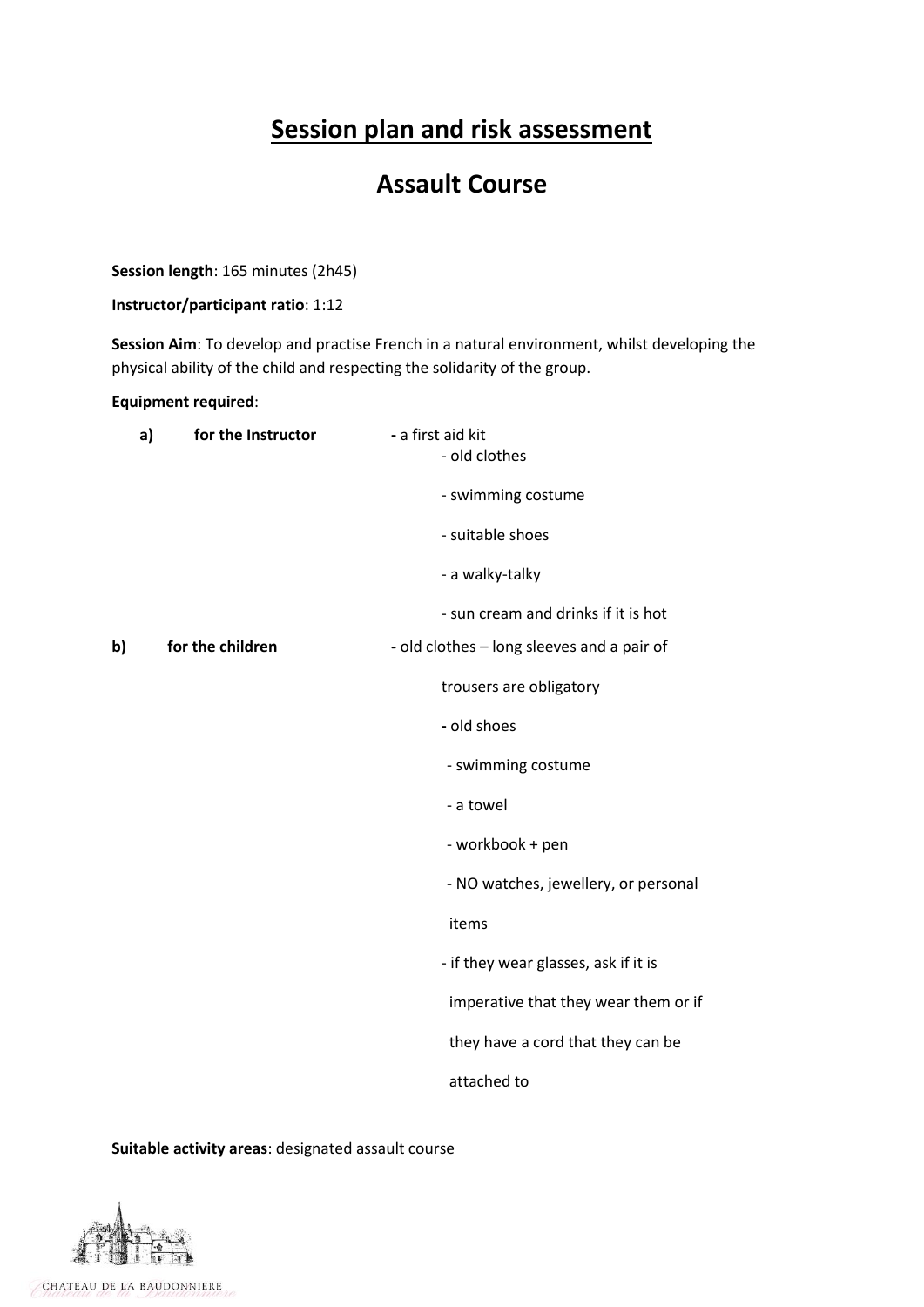# Session plan and risk assessment

## Assault Course

**Session length**: 165 minutes (2h45)

**Instructor/participant ratio**: 1:12

**Session Aim**: To develop and practise French in a natural environment, whilst developing the physical ability of the child and respecting the solidarity of the group.

**Equipment required**:

a) **for the Instructor**
- a first aid kit
- old clothes
- swimming costume
- suitable shoes
- a walky-talky
- sun cream and drinks if it is hot

b) **for the children**
- old clothes – long sleeves and a pair of trousers are obligatory
- old shoes
- swimming costume
- a towel
- workbook + pen
- NO watches, jewellery, or personal items
- if they wear glasses, ask if it is imperative that they wear them or if they have a cord that they can be attached to

**Suitable activity areas**: designated assault course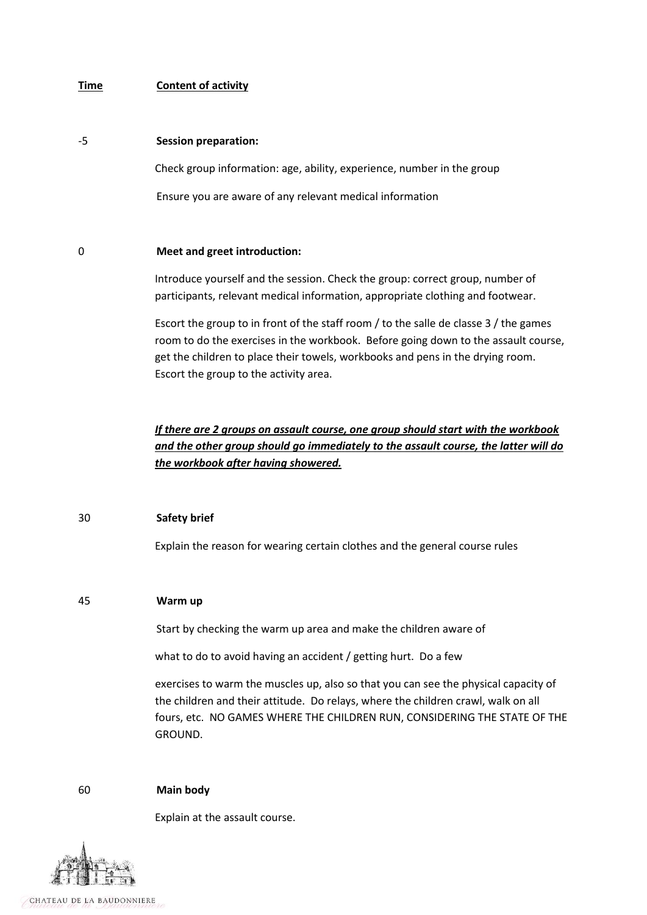| Time | Content of activity |
|---|---|
| -5 | **Session preparation:** |
| | Check group information: age, ability, experience, number in the group |
| | Ensure you are aware of any relevant medical information |
| 0 | **Meet and greet introduction:** |
| | Introduce yourself and the session. Check the group: correct group, number of participants, relevant medical information, appropriate clothing and footwear. |
| | Escort the group to in front of the staff room / to the salle de classe 3 / the games room to do the exercises in the workbook. Before going down to the assault course, get the children to place their towels, workbooks and pens in the drying room. Escort the group to the activity area. |
| | ***If there are 2 groups on assault course, one group should start with the workbook and the other group should go immediately to the assault course, the latter will do the workbook after having showered.*** |
| 30 | **Safety brief** |
| | Explain the reason for wearing certain clothes and the general course rules |
| 45 | **Warm up** |
| | Start by checking the warm up area and make the children aware of what to do to avoid having an accident / getting hurt. Do a few exercises to warm the muscles up, also so that you can see the physical capacity of the children and their attitude. Do relays, where the children crawl, walk on all fours, etc. NO GAMES WHERE THE CHILDREN RUN, CONSIDERING THE STATE OF THE GROUND. |
| 60 | **Main body** |
| | Explain at the assault course. |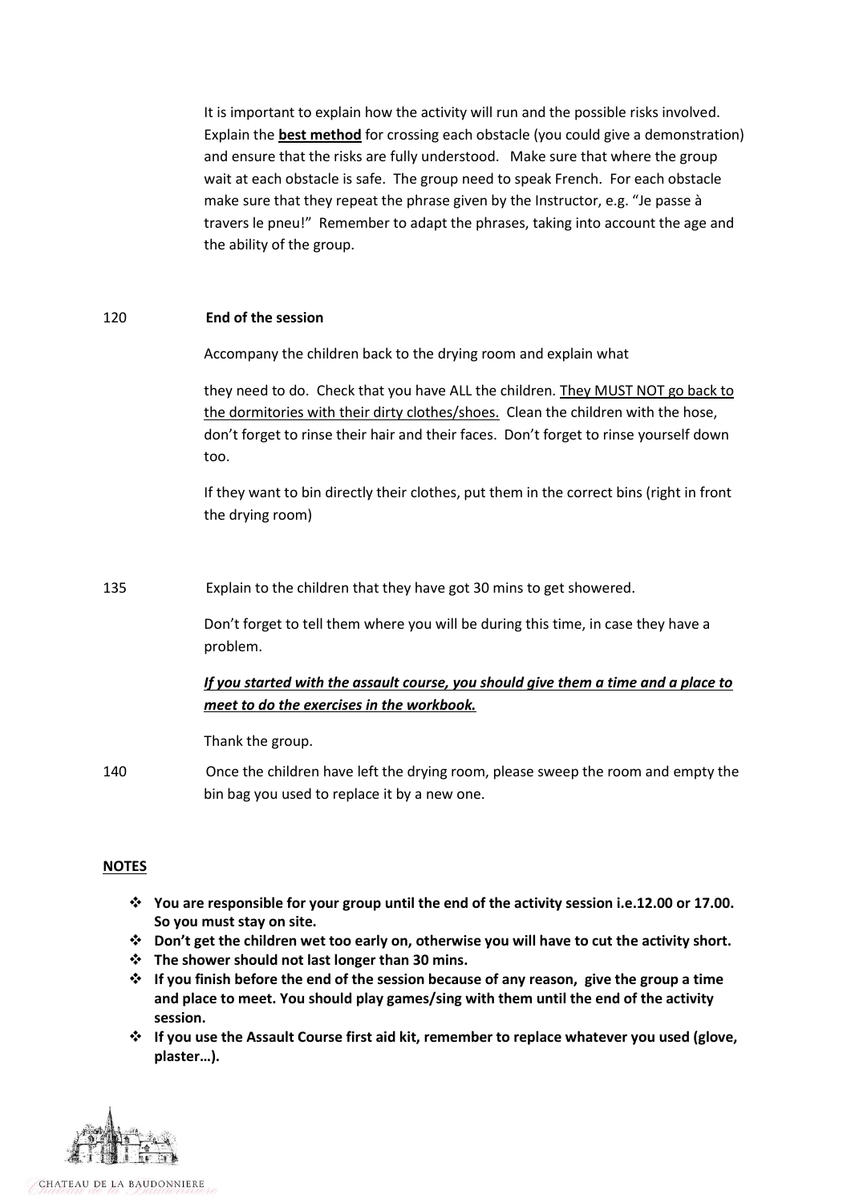It is important to explain how the activity will run and the possible risks involved. Explain the **best method** for crossing each obstacle (you could give a demonstration) and ensure that the risks are fully understood. Make sure that where the group wait at each obstacle is safe. The group need to speak French. For each obstacle make sure that they repeat the phrase given by the Instructor, e.g. "Je passe à travers le pneu!" Remember to adapt the phrases, taking into account the age and the ability of the group.

120 **End of the session**

Accompany the children back to the drying room and explain what

they need to do. Check that you have ALL the children. They MUST NOT go back to the dormitories with their dirty clothes/shoes. Clean the children with the hose, don't forget to rinse their hair and their faces. Don't forget to rinse yourself down too.

If they want to bin directly their clothes, put them in the correct bins (right in front the drying room)

135 Explain to the children that they have got 30 mins to get showered.

Don't forget to tell them where you will be during this time, in case they have a problem.

***If you started with the assault course, you should give them a time and a place to meet to do the exercises in the workbook.***

Thank the group.

140 Once the children have left the drying room, please sweep the room and empty the bin bag you used to replace it by a new one.

**NOTES**

- **You are responsible for your group until the end of the activity session i.e.12.00 or 17.00. So you must stay on site.**
- **Don't get the children wet too early on, otherwise you will have to cut the activity short.**
- **The shower should not last longer than 30 mins.**
- **If you finish before the end of the session because of any reason, give the group a time and place to meet. You should play games/sing with them until the end of the activity session.**
- **If you use the Assault Course first aid kit, remember to replace whatever you used (glove, plaster…).**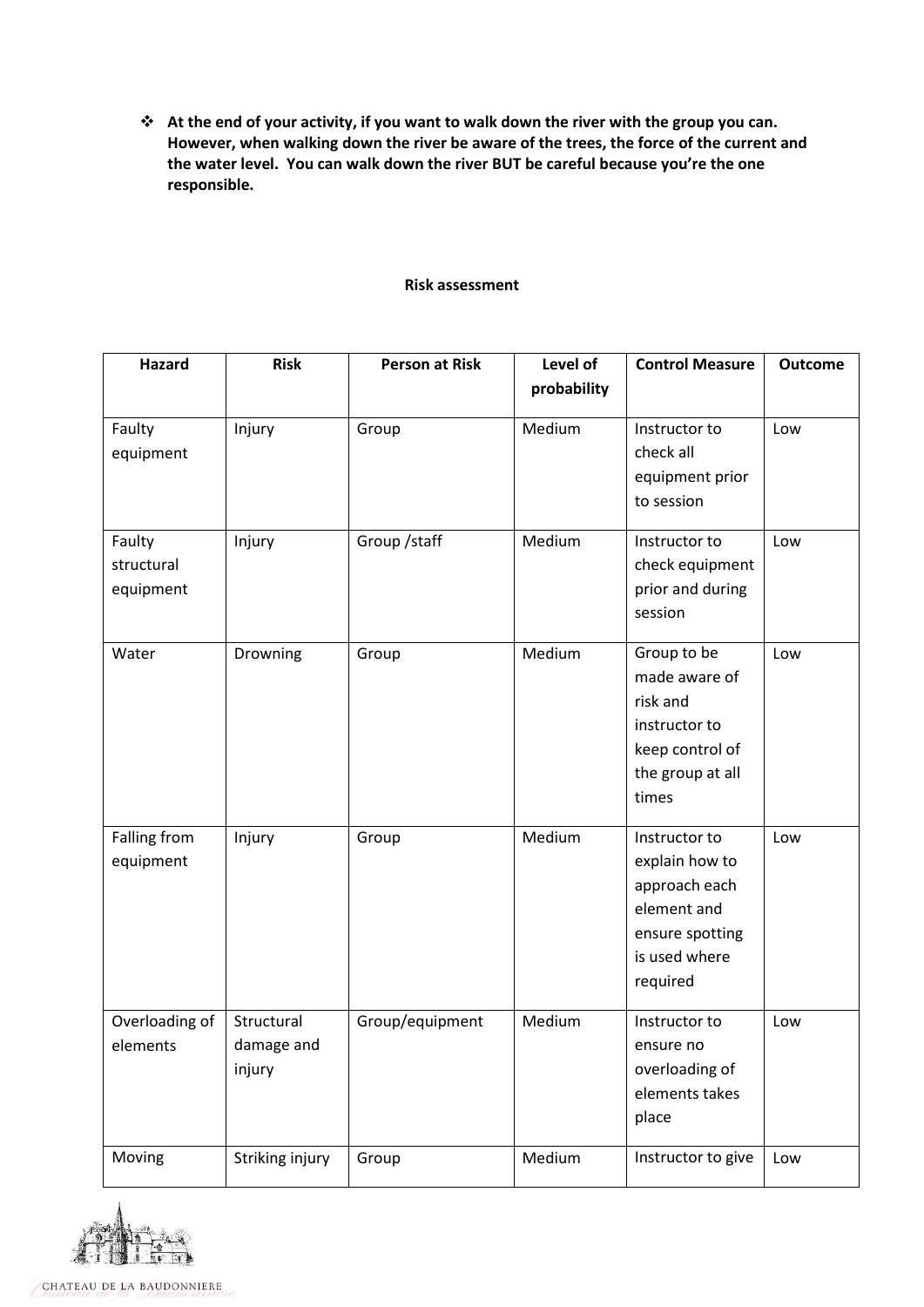- **At the end of your activity, if you want to walk down the river with the group you can. However, when walking down the river be aware of the trees, the force of the current and the water level. You can walk down the river BUT be careful because you're the one responsible.**

**Risk assessment**

| Hazard | Risk | Person at Risk | Level of probability | Control Measure | Outcome |
|---|---|---|---|---|---|
| Faulty equipment | Injury | Group | Medium | Instructor to check all equipment prior to session | Low |
| Faulty structural equipment | Injury | Group /staff | Medium | Instructor to check equipment prior and during session | Low |
| Water | Drowning | Group | Medium | Group to be made aware of risk and instructor to keep control of the group at all times | Low |
| Falling from equipment | Injury | Group | Medium | Instructor to explain how to approach each element and ensure spotting is used where required | Low |
| Overloading of elements | Structural damage and injury | Group/equipment | Medium | Instructor to ensure no overloading of elements takes place | Low |
| Moving | Striking injury | Group | Medium | Instructor to give | Low |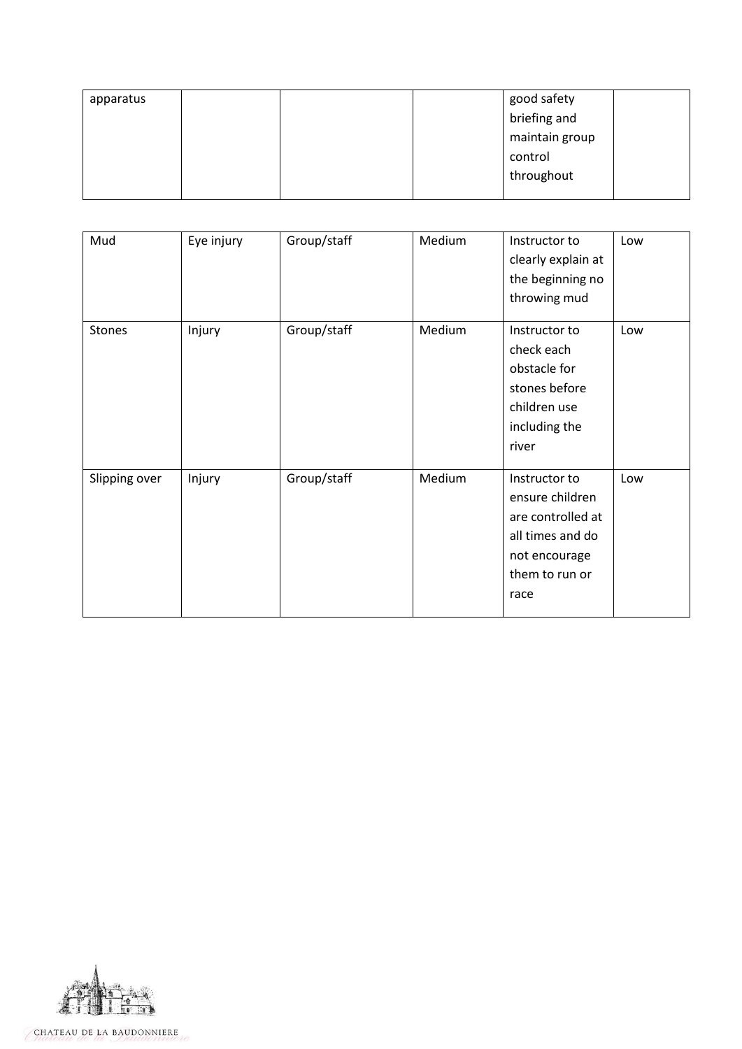| | | | | | |
|---|---|---|---|---|---|
| apparatus | | | | good safety briefing and maintain group control throughout | |

| | | | | | |
|---|---|---|---|---|---|
| Mud | Eye injury | Group/staff | Medium | Instructor to clearly explain at the beginning no throwing mud | Low |
| Stones | Injury | Group/staff | Medium | Instructor to check each obstacle for stones before children use including the river | Low |
| Slipping over | Injury | Group/staff | Medium | Instructor to ensure children are controlled at all times and do not encourage them to run or race | Low |